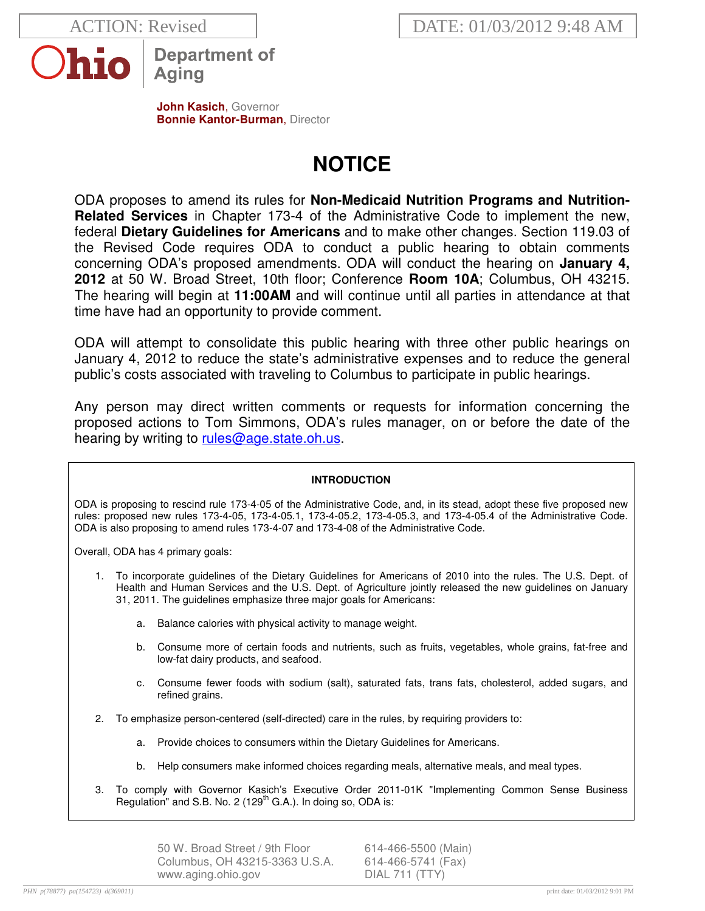ACTION: Revised

DATE: 01/03/2012 9:48 AM

**Ohio Department of Aging**

**John Kasich**, Governor
**Bonnie Kantor-Burman**, Director

# NOTICE

ODA proposes to amend its rules for **Non-Medicaid Nutrition Programs and Nutrition-Related Services** in Chapter 173-4 of the Administrative Code to implement the new, federal **Dietary Guidelines for Americans** and to make other changes. Section 119.03 of the Revised Code requires ODA to conduct a public hearing to obtain comments concerning ODA's proposed amendments. ODA will conduct the hearing on **January 4, 2012** at 50 W. Broad Street, 10th floor; Conference **Room 10A**; Columbus, OH 43215. The hearing will begin at **11:00AM** and will continue until all parties in attendance at that time have had an opportunity to provide comment.

ODA will attempt to consolidate this public hearing with three other public hearings on January 4, 2012 to reduce the state's administrative expenses and to reduce the general public's costs associated with traveling to Columbus to participate in public hearings.

Any person may direct written comments or requests for information concerning the proposed actions to Tom Simmons, ODA's rules manager, on or before the date of the hearing by writing to rules@age.state.oh.us.

**INTRODUCTION**

ODA is proposing to rescind rule 173-4-05 of the Administrative Code, and, in its stead, adopt these five proposed new rules: proposed new rules 173-4-05, 173-4-05.1, 173-4-05.2, 173-4-05.3, and 173-4-05.4 of the Administrative Code. ODA is also proposing to amend rules 173-4-07 and 173-4-08 of the Administrative Code.

Overall, ODA has 4 primary goals:

1. To incorporate guidelines of the Dietary Guidelines for Americans of 2010 into the rules. The U.S. Dept. of Health and Human Services and the U.S. Dept. of Agriculture jointly released the new guidelines on January 31, 2011. The guidelines emphasize three major goals for Americans:
   a. Balance calories with physical activity to manage weight.
   b. Consume more of certain foods and nutrients, such as fruits, vegetables, whole grains, fat-free and low-fat dairy products, and seafood.
   c. Consume fewer foods with sodium (salt), saturated fats, trans fats, cholesterol, added sugars, and refined grains.
2. To emphasize person-centered (self-directed) care in the rules, by requiring providers to:
   a. Provide choices to consumers within the Dietary Guidelines for Americans.
   b. Help consumers make informed choices regarding meals, alternative meals, and meal types.
3. To comply with Governor Kasich's Executive Order 2011-01K "Implementing Common Sense Business Regulation" and S.B. No. 2 (129th G.A.). In doing so, ODA is:

50 W. Broad Street / 9th Floor
Columbus, OH 43215-3363 U.S.A.
www.aging.ohio.gov

614-466-5500 (Main)
614-466-5741 (Fax)
DIAL 711 (TTY)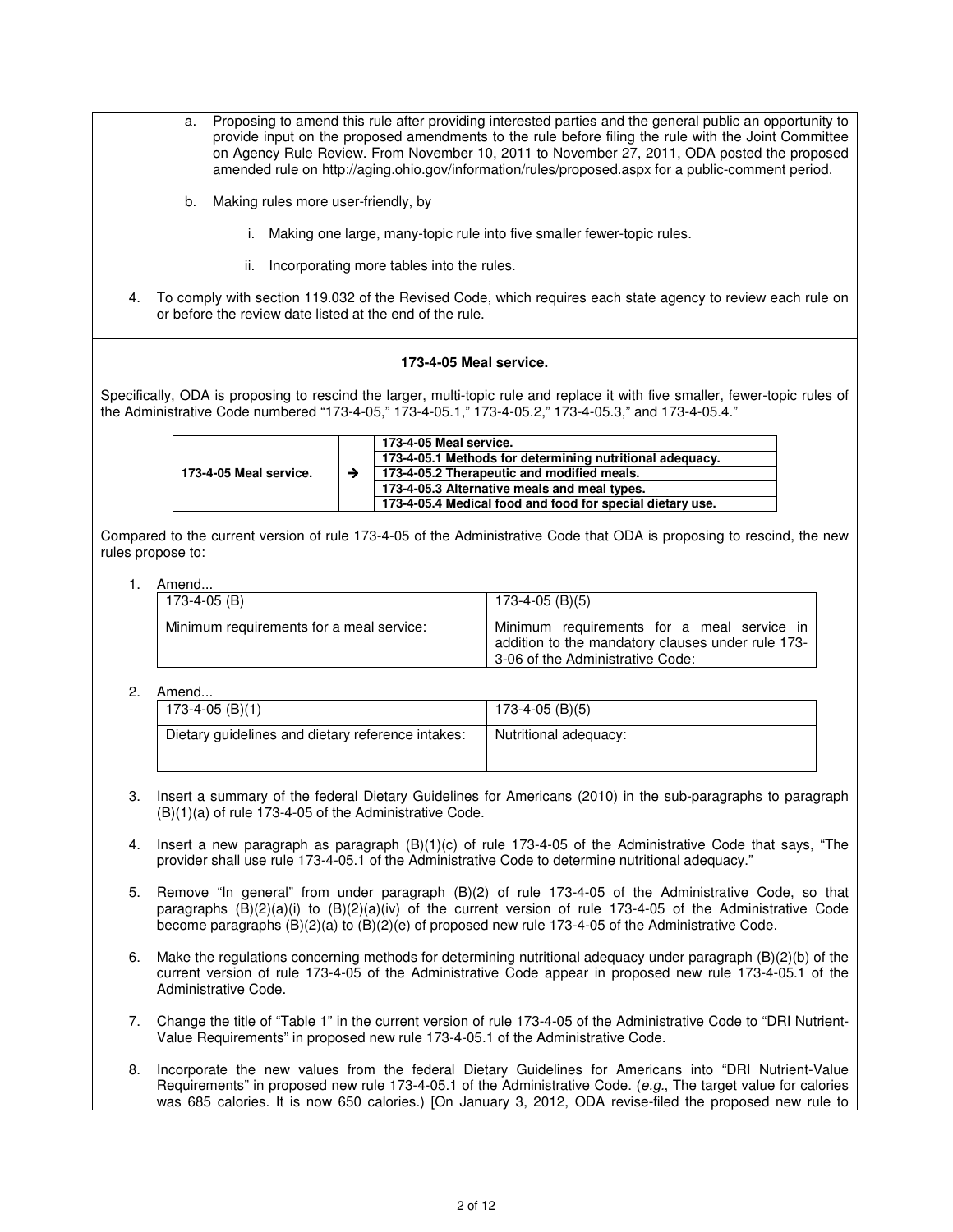a. Proposing to amend this rule after providing interested parties and the general public an opportunity to provide input on the proposed amendments to the rule before filing the rule with the Joint Committee on Agency Rule Review. From November 10, 2011 to November 27, 2011, ODA posted the proposed amended rule on http://aging.ohio.gov/information/rules/proposed.aspx for a public-comment period.

b. Making rules more user-friendly, by

   i. Making one large, many-topic rule into five smaller fewer-topic rules.

   ii. Incorporating more tables into the rules.

4. To comply with section 119.032 of the Revised Code, which requires each state agency to review each rule on or before the review date listed at the end of the rule.

**173-4-05 Meal service.**

Specifically, ODA is proposing to rescind the larger, multi-topic rule and replace it with five smaller, fewer-topic rules of the Administrative Code numbered "173-4-05," 173-4-05.1," 173-4-05.2," 173-4-05.3," and 173-4-05.4."

| | | |
|---|---|---|
| **173-4-05 Meal service.** | → | **173-4-05 Meal service.** |
| | | **173-4-05.1 Methods for determining nutritional adequacy.** |
| | | **173-4-05.2 Therapeutic and modified meals.** |
| | | **173-4-05.3 Alternative meals and meal types.** |
| | | **173-4-05.4 Medical food and food for special dietary use.** |

Compared to the current version of rule 173-4-05 of the Administrative Code that ODA is proposing to rescind, the new rules propose to:

1. Amend...

| 173-4-05 (B) | 173-4-05 (B)(5) |
|---|---|
| Minimum requirements for a meal service: | Minimum requirements for a meal service in addition to the mandatory clauses under rule 173-3-06 of the Administrative Code: |

2. Amend...

| 173-4-05 (B)(1) | 173-4-05 (B)(5) |
|---|---|
| Dietary guidelines and dietary reference intakes: | Nutritional adequacy: |

3. Insert a summary of the federal Dietary Guidelines for Americans (2010) in the sub-paragraphs to paragraph (B)(1)(a) of rule 173-4-05 of the Administrative Code.

4. Insert a new paragraph as paragraph (B)(1)(c) of rule 173-4-05 of the Administrative Code that says, "The provider shall use rule 173-4-05.1 of the Administrative Code to determine nutritional adequacy."

5. Remove "In general" from under paragraph (B)(2) of rule 173-4-05 of the Administrative Code, so that paragraphs (B)(2)(a)(i) to (B)(2)(a)(iv) of the current version of rule 173-4-05 of the Administrative Code become paragraphs (B)(2)(a) to (B)(2)(e) of proposed new rule 173-4-05 of the Administrative Code.

6. Make the regulations concerning methods for determining nutritional adequacy under paragraph (B)(2)(b) of the current version of rule 173-4-05 of the Administrative Code appear in proposed new rule 173-4-05.1 of the Administrative Code.

7. Change the title of "Table 1" in the current version of rule 173-4-05 of the Administrative Code to "DRI Nutrient-Value Requirements" in proposed new rule 173-4-05.1 of the Administrative Code.

8. Incorporate the new values from the federal Dietary Guidelines for Americans into "DRI Nutrient-Value Requirements" in proposed new rule 173-4-05.1 of the Administrative Code. (*e.g.*, The target value for calories was 685 calories. It is now 650 calories.) [On January 3, 2012, ODA revise-filed the proposed new rule to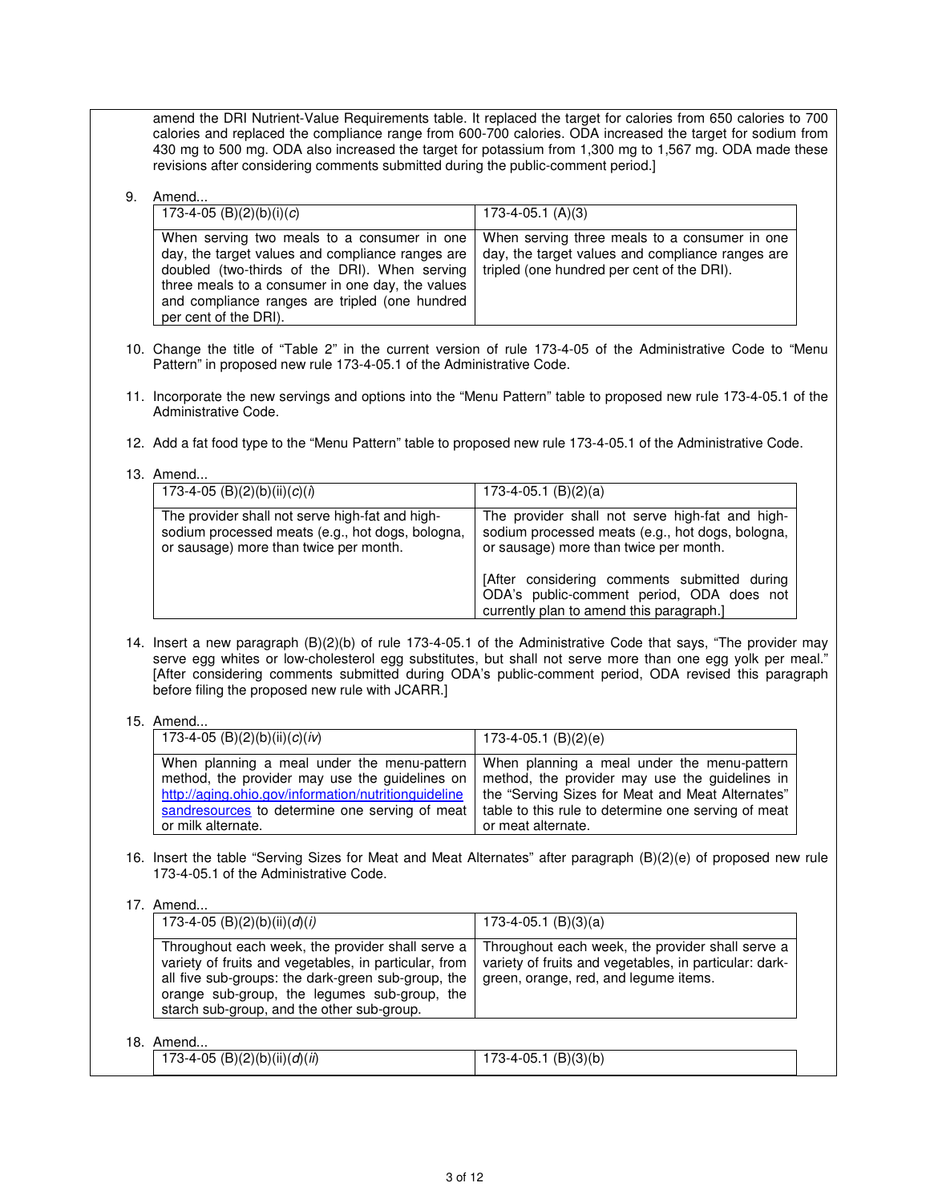amend the DRI Nutrient-Value Requirements table. It replaced the target for calories from 650 calories to 700 calories and replaced the compliance range from 600-700 calories. ODA increased the target for sodium from 430 mg to 500 mg. ODA also increased the target for potassium from 1,300 mg to 1,567 mg. ODA made these revisions after considering comments submitted during the public-comment period.]

9. Amend...

| 173-4-05 (B)(2)(b)(i)(*c*) | 173-4-05.1 (A)(3) |
|---|---|
| When serving two meals to a consumer in one day, the target values and compliance ranges are doubled (two-thirds of the DRI). When serving three meals to a consumer in one day, the values and compliance ranges are tripled (one hundred per cent of the DRI). | When serving three meals to a consumer in one day, the target values and compliance ranges are tripled (one hundred per cent of the DRI). |

10. Change the title of "Table 2" in the current version of rule 173-4-05 of the Administrative Code to "Menu Pattern" in proposed new rule 173-4-05.1 of the Administrative Code.

11. Incorporate the new servings and options into the "Menu Pattern" table to proposed new rule 173-4-05.1 of the Administrative Code.

12. Add a fat food type to the "Menu Pattern" table to proposed new rule 173-4-05.1 of the Administrative Code.

13. Amend...

| 173-4-05 (B)(2)(b)(ii)(*c*)(*i*) | 173-4-05.1 (B)(2)(a) |
|---|---|
| The provider shall not serve high-fat and high-sodium processed meats (e.g., hot dogs, bologna, or sausage) more than twice per month. | The provider shall not serve high-fat and high-sodium processed meats (e.g., hot dogs, bologna, or sausage) more than twice per month.<br><br>[After considering comments submitted during ODA's public-comment period, ODA does not currently plan to amend this paragraph.] |

14. Insert a new paragraph (B)(2)(b) of rule 173-4-05.1 of the Administrative Code that says, "The provider may serve egg whites or low-cholesterol egg substitutes, but shall not serve more than one egg yolk per meal." [After considering comments submitted during ODA's public-comment period, ODA revised this paragraph before filing the proposed new rule with JCARR.]

15. Amend...

| 173-4-05 (B)(2)(b)(ii)(*c*)(*iv*) | 173-4-05.1 (B)(2)(e) |
|---|---|
| When planning a meal under the menu-pattern method, the provider may use the guidelines on http://aging.ohio.gov/information/nutritionguidelinesandresources to determine one serving of meat or milk alternate. | When planning a meal under the menu-pattern method, the provider may use the guidelines in the "Serving Sizes for Meat and Meat Alternates" table to this rule to determine one serving of meat or meat alternate. |

16. Insert the table "Serving Sizes for Meat and Meat Alternates" after paragraph (B)(2)(e) of proposed new rule 173-4-05.1 of the Administrative Code.

17. Amend...

| 173-4-05 (B)(2)(b)(ii)(*d*)(*i*) | 173-4-05.1 (B)(3)(a) |
|---|---|
| Throughout each week, the provider shall serve a variety of fruits and vegetables, in particular, from all five sub-groups: the dark-green sub-group, the orange sub-group, the legumes sub-group, the starch sub-group, and the other sub-group. | Throughout each week, the provider shall serve a variety of fruits and vegetables, in particular: dark-green, orange, red, and legume items. |

18. Amend...

| 173-4-05 (B)(2)(b)(ii)(*d*)(*ii*) | 173-4-05.1 (B)(3)(b) |
|---|---|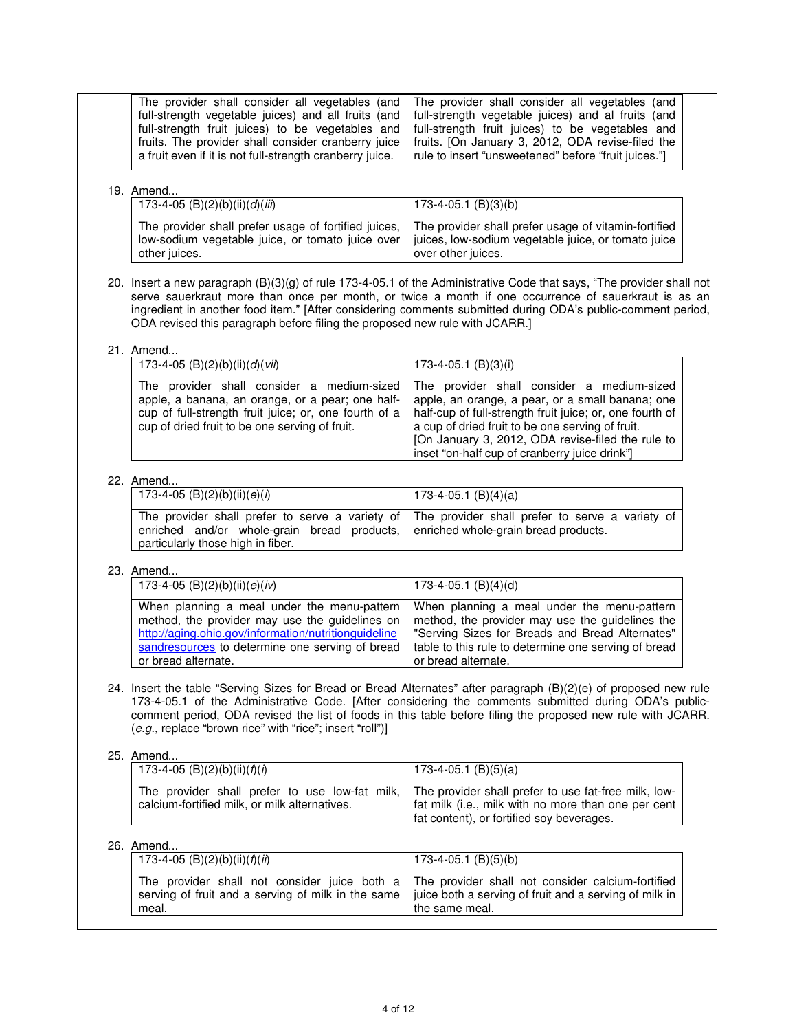| | |
|---|---|
| The provider shall consider all vegetables (and full-strength vegetable juices) and all fruits (and full-strength fruit juices) to be vegetables and fruits. The provider shall consider cranberry juice a fruit even if it is not full-strength cranberry juice. | The provider shall consider all vegetables (and full-strength vegetable juices) and al fruits (and full-strength fruit juices) to be vegetables and fruits. [On January 3, 2012, ODA revise-filed the rule to insert "unsweetened" before "fruit juices."] |

19. Amend...

| 173-4-05 (B)(2)(b)(ii)(*d*)(*iii*) | 173-4-05.1 (B)(3)(b) |
|---|---|
| The provider shall prefer usage of fortified juices, low-sodium vegetable juice, or tomato juice over other juices. | The provider shall prefer usage of vitamin-fortified juices, low-sodium vegetable juice, or tomato juice over other juices. |

20. Insert a new paragraph (B)(3)(g) of rule 173-4-05.1 of the Administrative Code that says, "The provider shall not serve sauerkraut more than once per month, or twice a month if one occurrence of sauerkraut is as an ingredient in another food item." [After considering comments submitted during ODA's public-comment period, ODA revised this paragraph before filing the proposed new rule with JCARR.]

21. Amend...

| 173-4-05 (B)(2)(b)(ii)(*d*)(*vii*) | 173-4-05.1 (B)(3)(i) |
|---|---|
| The provider shall consider a medium-sized apple, a banana, an orange, or a pear; one half-cup of full-strength fruit juice; or, one fourth of a cup of dried fruit to be one serving of fruit. | The provider shall consider a medium-sized apple, an orange, a pear, or a small banana; one half-cup of full-strength fruit juice; or, one fourth of a cup of dried fruit to be one serving of fruit. [On January 3, 2012, ODA revise-filed the rule to inset "on-half cup of cranberry juice drink"] |

22. Amend...

| 173-4-05 (B)(2)(b)(ii)(*e*)(*i*) | 173-4-05.1 (B)(4)(a) |
|---|---|
| The provider shall prefer to serve a variety of enriched and/or whole-grain bread products, particularly those high in fiber. | The provider shall prefer to serve a variety of enriched whole-grain bread products. |

23. Amend...

| 173-4-05 (B)(2)(b)(ii)(*e*)(*iv*) | 173-4-05.1 (B)(4)(d) |
|---|---|
| When planning a meal under the menu-pattern method, the provider may use the guidelines on http://aging.ohio.gov/information/nutritionguidelinesandresources to determine one serving of bread or bread alternate. | When planning a meal under the menu-pattern method, the provider may use the guidelines the "Serving Sizes for Breads and Bread Alternates" table to this rule to determine one serving of bread or bread alternate. |

24. Insert the table "Serving Sizes for Bread or Bread Alternates" after paragraph (B)(2)(e) of proposed new rule 173-4-05.1 of the Administrative Code. [After considering the comments submitted during ODA's public-comment period, ODA revised the list of foods in this table before filing the proposed new rule with JCARR. (*e.g.*, replace "brown rice" with "rice"; insert "roll")]

25. Amend...

| 173-4-05 (B)(2)(b)(ii)(*f*)(*i*) | 173-4-05.1 (B)(5)(a) |
|---|---|
| The provider shall prefer to use low-fat milk, calcium-fortified milk, or milk alternatives. | The provider shall prefer to use fat-free milk, low-fat milk (i.e., milk with no more than one per cent fat content), or fortified soy beverages. |

26. Amend...

| 173-4-05 (B)(2)(b)(ii)(*f*)(*ii*) | 173-4-05.1 (B)(5)(b) |
|---|---|
| The provider shall not consider juice both a serving of fruit and a serving of milk in the same meal. | The provider shall not consider calcium-fortified juice both a serving of fruit and a serving of milk in the same meal. |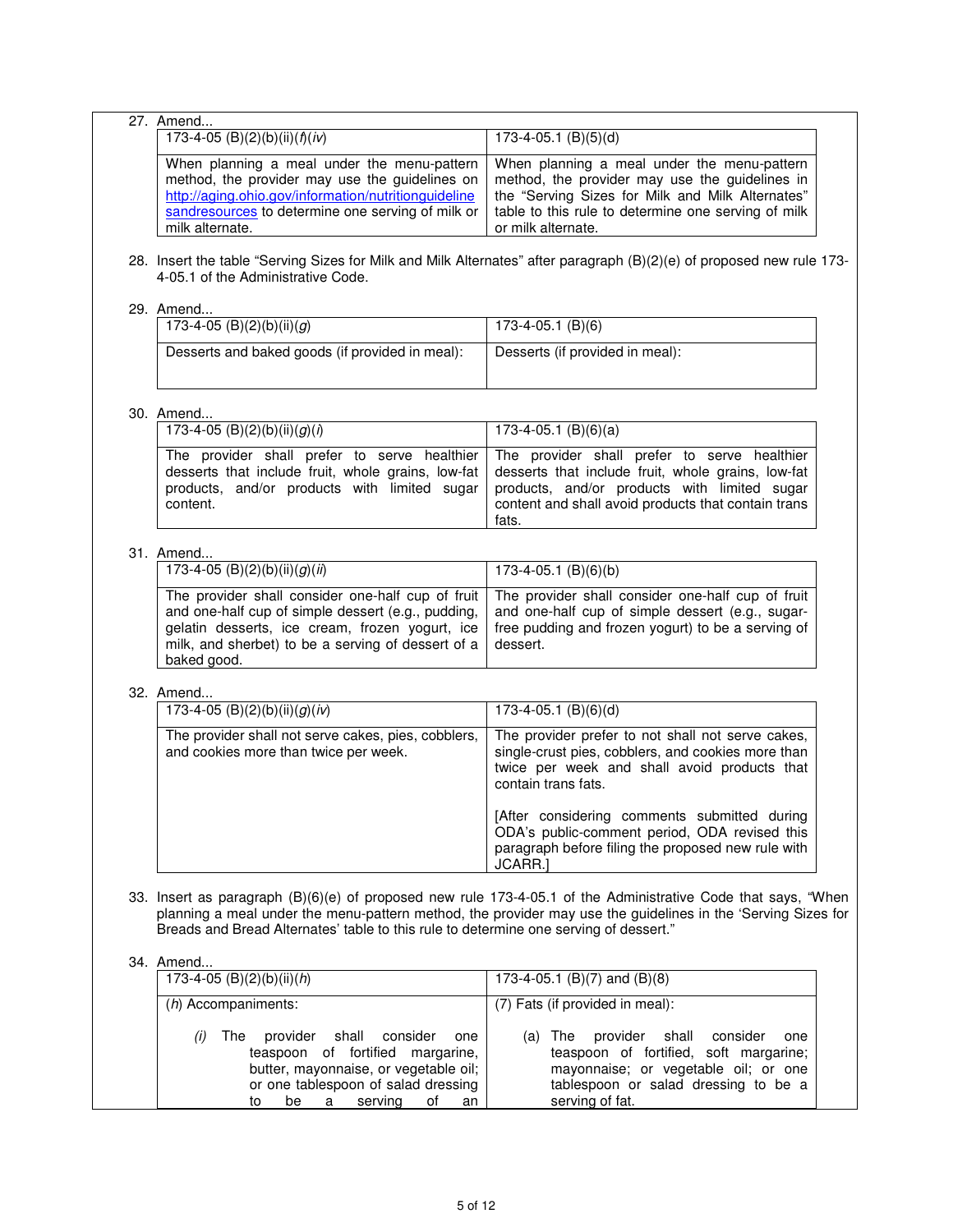27. Amend...

| 173-4-05 (B)(2)(b)(ii)(*f*)(*iv*) | 173-4-05.1 (B)(5)(d) |
|---|---|
| When planning a meal under the menu-pattern method, the provider may use the guidelines on http://aging.ohio.gov/information/nutritionguidelinesandresources to determine one serving of milk or milk alternate. | When planning a meal under the menu-pattern method, the provider may use the guidelines in the "Serving Sizes for Milk and Milk Alternates" table to this rule to determine one serving of milk or milk alternate. |

28. Insert the table "Serving Sizes for Milk and Milk Alternates" after paragraph (B)(2)(e) of proposed new rule 173-4-05.1 of the Administrative Code.

29. Amend...

| 173-4-05 (B)(2)(b)(ii)(*g*) | 173-4-05.1 (B)(6) |
|---|---|
| Desserts and baked goods (if provided in meal): | Desserts (if provided in meal): |

30. Amend...

| 173-4-05 (B)(2)(b)(ii)(*g*)(*i*) | 173-4-05.1 (B)(6)(a) |
|---|---|
| The provider shall prefer to serve healthier desserts that include fruit, whole grains, low-fat products, and/or products with limited sugar content. | The provider shall prefer to serve healthier desserts that include fruit, whole grains, low-fat products, and/or products with limited sugar content and shall avoid products that contain trans fats. |

31. Amend...

| 173-4-05 (B)(2)(b)(ii)(*g*)(*ii*) | 173-4-05.1 (B)(6)(b) |
|---|---|
| The provider shall consider one-half cup of fruit and one-half cup of simple dessert (e.g., pudding, gelatin desserts, ice cream, frozen yogurt, ice milk, and sherbet) to be a serving of dessert of a baked good. | The provider shall consider one-half cup of fruit and one-half cup of simple dessert (e.g., sugar-free pudding and frozen yogurt) to be a serving of dessert. |

32. Amend...

| 173-4-05 (B)(2)(b)(ii)(*g*)(*iv*) | 173-4-05.1 (B)(6)(d) |
|---|---|
| The provider shall not serve cakes, pies, cobblers, and cookies more than twice per week. | The provider prefer to not shall not serve cakes, single-crust pies, cobblers, and cookies more than twice per week and shall avoid products that contain trans fats.<br><br>[After considering comments submitted during ODA's public-comment period, ODA revised this paragraph before filing the proposed new rule with JCARR.] |

33. Insert as paragraph (B)(6)(e) of proposed new rule 173-4-05.1 of the Administrative Code that says, "When planning a meal under the menu-pattern method, the provider may use the guidelines in the 'Serving Sizes for Breads and Bread Alternates' table to this rule to determine one serving of dessert."

34. Amend...

| 173-4-05 (B)(2)(b)(ii)(*h*) | 173-4-05.1 (B)(7) and (B)(8) |
|---|---|
| (*h*) Accompaniments:<br><br>(*i*) The provider shall consider one teaspoon of fortified margarine, butter, mayonnaise, or vegetable oil; or one tablespoon of salad dressing to be a serving of an | (7) Fats (if provided in meal):<br><br>(a) The provider shall consider one teaspoon of fortified, soft margarine; mayonnaise; or vegetable oil; or one tablespoon or salad dressing to be a serving of fat. |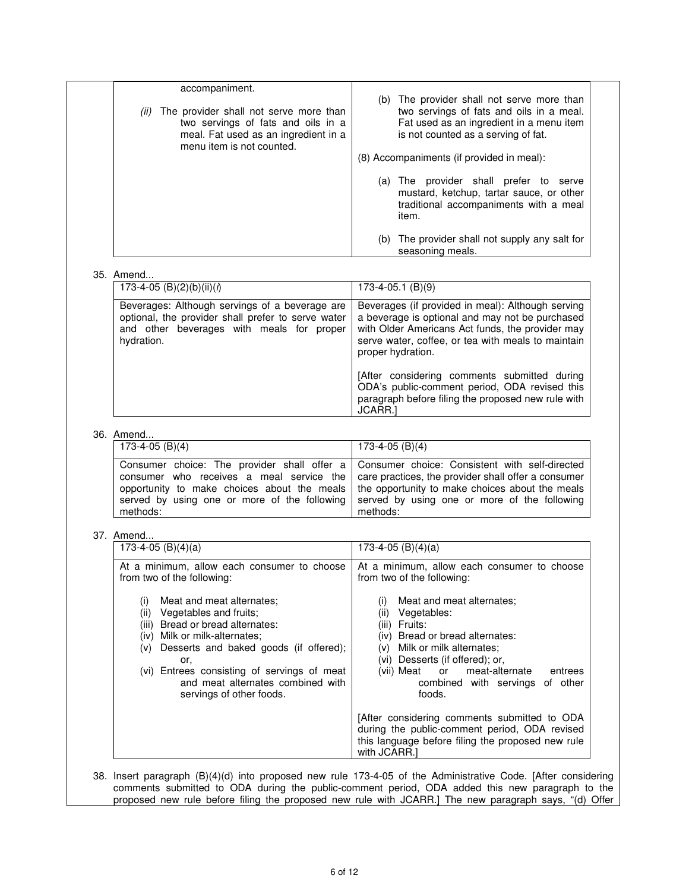| | |
|---|---|
| accompaniment.<br><br>*(ii)* The provider shall not serve more than two servings of fats and oils in a meal. Fat used as an ingredient in a menu item is not counted. | (b) The provider shall not serve more than two servings of fats and oils in a meal. Fat used as an ingredient in a menu item is not counted as a serving of fat.<br><br>(8) Accompaniments (if provided in meal):<br><br>(a) The provider shall prefer to serve mustard, ketchup, tartar sauce, or other traditional accompaniments with a meal item.<br><br>(b) The provider shall not supply any salt for seasoning meals. |

35. Amend...

| 173-4-05 (B)(2)(b)(ii)(*i*) | 173-4-05.1 (B)(9) |
|---|---|
| Beverages: Although servings of a beverage are optional, the provider shall prefer to serve water and other beverages with meals for proper hydration. | Beverages (if provided in meal): Although serving a beverage is optional and may not be purchased with Older Americans Act funds, the provider may serve water, coffee, or tea with meals to maintain proper hydration.<br><br>[After considering comments submitted during ODA's public-comment period, ODA revised this paragraph before filing the proposed new rule with JCARR.] |

36. Amend...

| 173-4-05 (B)(4) | 173-4-05 (B)(4) |
|---|---|
| Consumer choice: The provider shall offer a consumer who receives a meal service the opportunity to make choices about the meals served by using one or more of the following methods: | Consumer choice: Consistent with self-directed care practices, the provider shall offer a consumer the opportunity to make choices about the meals served by using one or more of the following methods: |

37. Amend...

| 173-4-05 (B)(4)(a) | 173-4-05 (B)(4)(a) |
|---|---|
| At a minimum, allow each consumer to choose from two of the following:<br><br>(i) Meat and meat alternates;<br>(ii) Vegetables and fruits;<br>(iii) Bread or bread alternates:<br>(iv) Milk or milk-alternates;<br>(v) Desserts and baked goods (if offered); or,<br>(vi) Entrees consisting of servings of meat and meat alternates combined with servings of other foods. | At a minimum, allow each consumer to choose from two of the following:<br><br>(i) Meat and meat alternates;<br>(ii) Vegetables:<br>(iii) Fruits:<br>(iv) Bread or bread alternates:<br>(v) Milk or milk alternates;<br>(vi) Desserts (if offered); or,<br>(vii) Meat or meat-alternate entrees combined with servings of other foods.<br><br>[After considering comments submitted to ODA during the public-comment period, ODA revised this language before filing the proposed new rule with JCARR.] |

38. Insert paragraph (B)(4)(d) into proposed new rule 173-4-05 of the Administrative Code. [After considering comments submitted to ODA during the public-comment period, ODA added this new paragraph to the proposed new rule before filing the proposed new rule with JCARR.] The new paragraph says, "(d) Offer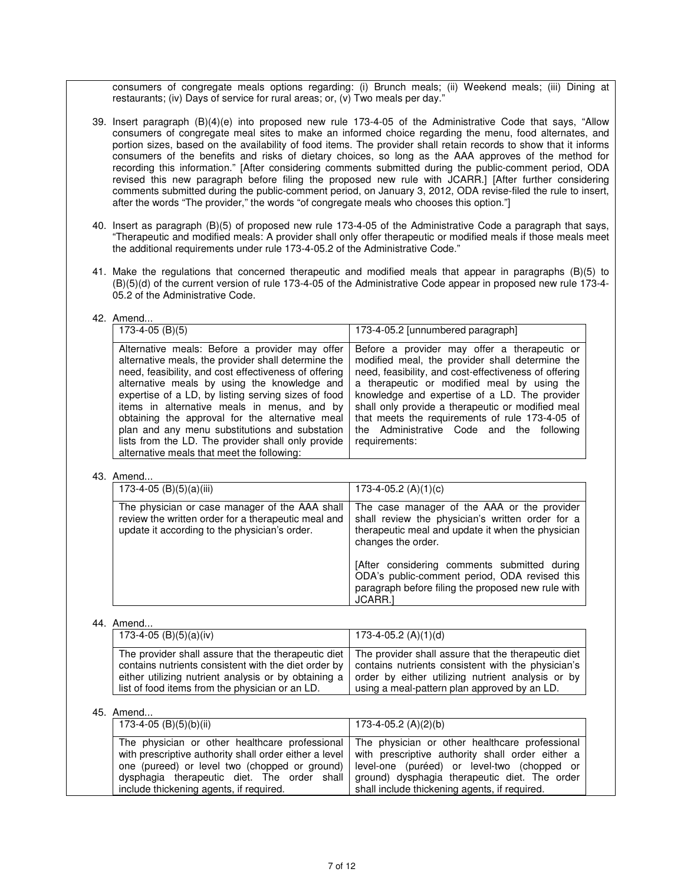consumers of congregate meals options regarding: (i) Brunch meals; (ii) Weekend meals; (iii) Dining at restaurants; (iv) Days of service for rural areas; or, (v) Two meals per day."

39. Insert paragraph (B)(4)(e) into proposed new rule 173-4-05 of the Administrative Code that says, "Allow consumers of congregate meal sites to make an informed choice regarding the menu, food alternates, and portion sizes, based on the availability of food items. The provider shall retain records to show that it informs consumers of the benefits and risks of dietary choices, so long as the AAA approves of the method for recording this information." [After considering comments submitted during the public-comment period, ODA revised this new paragraph before filing the proposed new rule with JCARR.] [After further considering comments submitted during the public-comment period, on January 3, 2012, ODA revise-filed the rule to insert, after the words "The provider," the words "of congregate meals who chooses this option."]

40. Insert as paragraph (B)(5) of proposed new rule 173-4-05 of the Administrative Code a paragraph that says, "Therapeutic and modified meals: A provider shall only offer therapeutic or modified meals if those meals meet the additional requirements under rule 173-4-05.2 of the Administrative Code."

41. Make the regulations that concerned therapeutic and modified meals that appear in paragraphs (B)(5) to (B)(5)(d) of the current version of rule 173-4-05 of the Administrative Code appear in proposed new rule 173-4-05.2 of the Administrative Code.

42. Amend...

| 173-4-05 (B)(5) | 173-4-05.2 [unnumbered paragraph] |
|---|---|
| Alternative meals: Before a provider may offer alternative meals, the provider shall determine the need, feasibility, and cost effectiveness of offering alternative meals by using the knowledge and expertise of a LD, by listing serving sizes of food items in alternative meals in menus, and by obtaining the approval for the alternative meal plan and any menu substitutions and substation lists from the LD. The provider shall only provide alternative meals that meet the following: | Before a provider may offer a therapeutic or modified meal, the provider shall determine the need, feasibility, and cost-effectiveness of offering a therapeutic or modified meal by using the knowledge and expertise of a LD. The provider shall only provide a therapeutic or modified meal that meets the requirements of rule 173-4-05 of the Administrative Code and the following requirements: |

43. Amend...

| 173-4-05 (B)(5)(a)(iii) | 173-4-05.2 (A)(1)(c) |
|---|---|
| The physician or case manager of the AAA shall review the written order for a therapeutic meal and update it according to the physician's order. | The case manager of the AAA or the provider shall review the physician's written order for a therapeutic meal and update it when the physician changes the order.<br><br>[After considering comments submitted during ODA's public-comment period, ODA revised this paragraph before filing the proposed new rule with JCARR.] |

44. Amend...

| 173-4-05 (B)(5)(a)(iv) | 173-4-05.2 (A)(1)(d) |
|---|---|
| The provider shall assure that the therapeutic diet contains nutrients consistent with the diet order by either utilizing nutrient analysis or by obtaining a list of food items from the physician or an LD. | The provider shall assure that the therapeutic diet contains nutrients consistent with the physician's order by either utilizing nutrient analysis or by using a meal-pattern plan approved by an LD. |

45. Amend...

| 173-4-05 (B)(5)(b)(ii) | 173-4-05.2 (A)(2)(b) |
|---|---|
| The physician or other healthcare professional with prescriptive authority shall order either a level one (pureed) or level two (chopped or ground) dysphagia therapeutic diet. The order shall include thickening agents, if required. | The physician or other healthcare professional with prescriptive authority shall order either a level-one (puréed) or level-two (chopped or ground) dysphagia therapeutic diet. The order shall include thickening agents, if required. |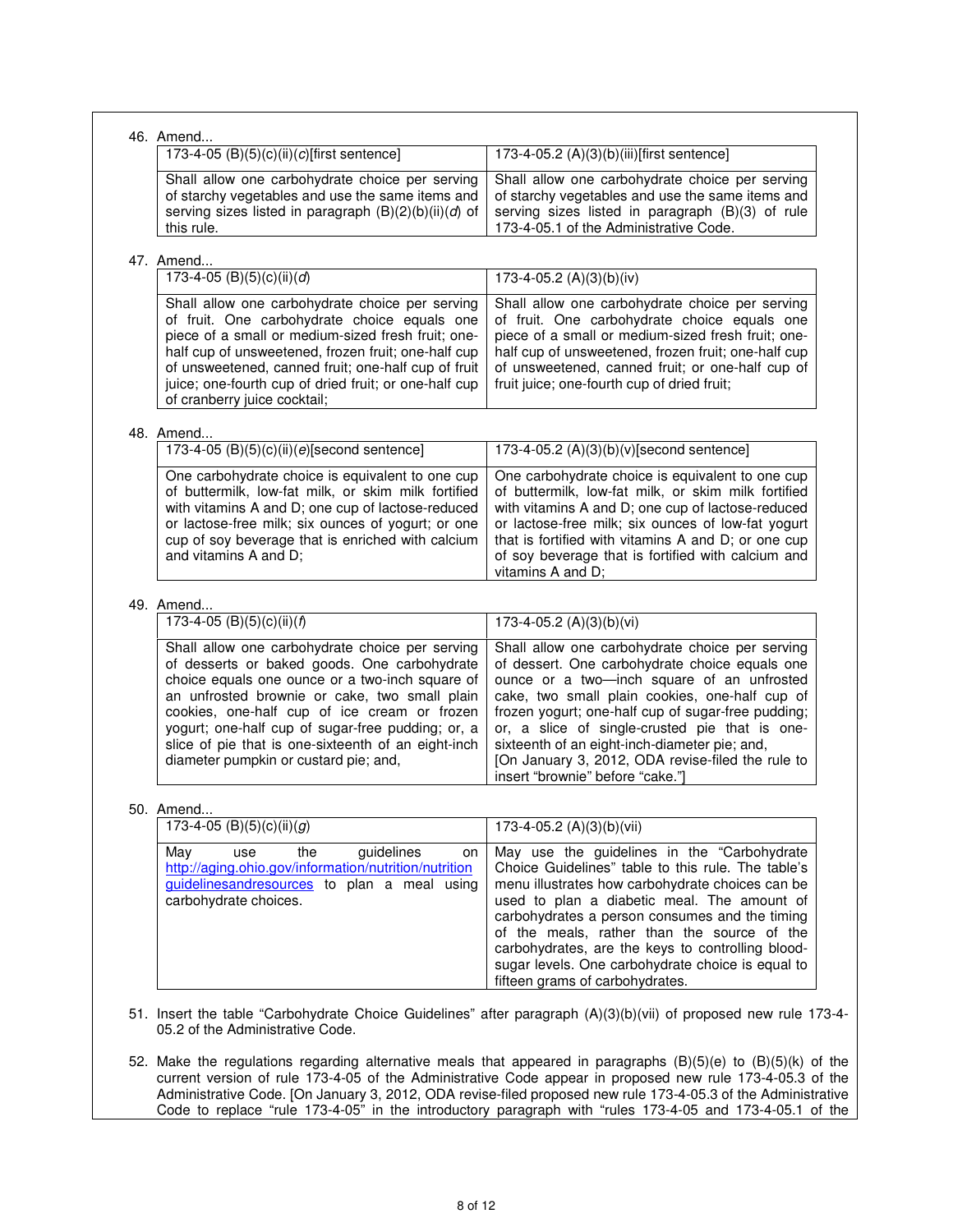46. Amend...

| 173-4-05 (B)(5)(c)(ii)(*c*)[first sentence] | 173-4-05.2 (A)(3)(b)(iii)[first sentence] |
|---|---|
| Shall allow one carbohydrate choice per serving of starchy vegetables and use the same items and serving sizes listed in paragraph (B)(2)(b)(ii)(*d*) of this rule. | Shall allow one carbohydrate choice per serving of starchy vegetables and use the same items and serving sizes listed in paragraph (B)(3) of rule 173-4-05.1 of the Administrative Code. |

47. Amend...

| 173-4-05 (B)(5)(c)(ii)(*d*) | 173-4-05.2 (A)(3)(b)(iv) |
|---|---|
| Shall allow one carbohydrate choice per serving of fruit. One carbohydrate choice equals one piece of a small or medium-sized fresh fruit; one-half cup of unsweetened, frozen fruit; one-half cup of unsweetened, canned fruit; one-half cup of fruit juice; one-fourth cup of dried fruit; or one-half cup of cranberry juice cocktail; | Shall allow one carbohydrate choice per serving of fruit. One carbohydrate choice equals one piece of a small or medium-sized fresh fruit; one-half cup of unsweetened, frozen fruit; one-half cup of unsweetened, canned fruit; or one-half cup of fruit juice; one-fourth cup of dried fruit; |

48. Amend...

| 173-4-05 (B)(5)(c)(ii)(*e*)[second sentence] | 173-4-05.2 (A)(3)(b)(v)[second sentence] |
|---|---|
| One carbohydrate choice is equivalent to one cup of buttermilk, low-fat milk, or skim milk fortified with vitamins A and D; one cup of lactose-reduced or lactose-free milk; six ounces of yogurt; or one cup of soy beverage that is enriched with calcium and vitamins A and D; | One carbohydrate choice is equivalent to one cup of buttermilk, low-fat milk, or skim milk fortified with vitamins A and D; one cup of lactose-reduced or lactose-free milk; six ounces of low-fat yogurt that is fortified with vitamins A and D; or one cup of soy beverage that is fortified with calcium and vitamins A and D; |

49. Amend...

| 173-4-05 (B)(5)(c)(ii)(*f*) | 173-4-05.2 (A)(3)(b)(vi) |
|---|---|
| Shall allow one carbohydrate choice per serving of desserts or baked goods. One carbohydrate choice equals one ounce or a two-inch square of an unfrosted brownie or cake, two small plain cookies, one-half cup of ice cream or frozen yogurt; one-half cup of sugar-free pudding; or, a slice of pie that is one-sixteenth of an eight-inch diameter pumpkin or custard pie; and, | Shall allow one carbohydrate choice per serving of dessert. One carbohydrate choice equals one ounce or a two—inch square of an unfrosted cake, two small plain cookies, one-half cup of frozen yogurt; one-half cup of sugar-free pudding; or, a slice of single-crusted pie that is one-sixteenth of an eight-inch-diameter pie; and, [On January 3, 2012, ODA revise-filed the rule to insert "brownie" before "cake."] |

50. Amend...

| 173-4-05 (B)(5)(c)(ii)(*g*) | 173-4-05.2 (A)(3)(b)(vii) |
|---|---|
| May use the guidelines on http://aging.ohio.gov/information/nutrition/nutritionguidelinesandresources to plan a meal using carbohydrate choices. | May use the guidelines in the "Carbohydrate Choice Guidelines" table to this rule. The table's menu illustrates how carbohydrate choices can be used to plan a diabetic meal. The amount of carbohydrates a person consumes and the timing of the meals, rather than the source of the carbohydrates, are the keys to controlling blood-sugar levels. One carbohydrate choice is equal to fifteen grams of carbohydrates. |

51. Insert the table "Carbohydrate Choice Guidelines" after paragraph (A)(3)(b)(vii) of proposed new rule 173-4-05.2 of the Administrative Code.

52. Make the regulations regarding alternative meals that appeared in paragraphs (B)(5)(e) to (B)(5)(k) of the current version of rule 173-4-05 of the Administrative Code appear in proposed new rule 173-4-05.3 of the Administrative Code. [On January 3, 2012, ODA revise-filed proposed new rule 173-4-05.3 of the Administrative Code to replace "rule 173-4-05" in the introductory paragraph with "rules 173-4-05 and 173-4-05.1 of the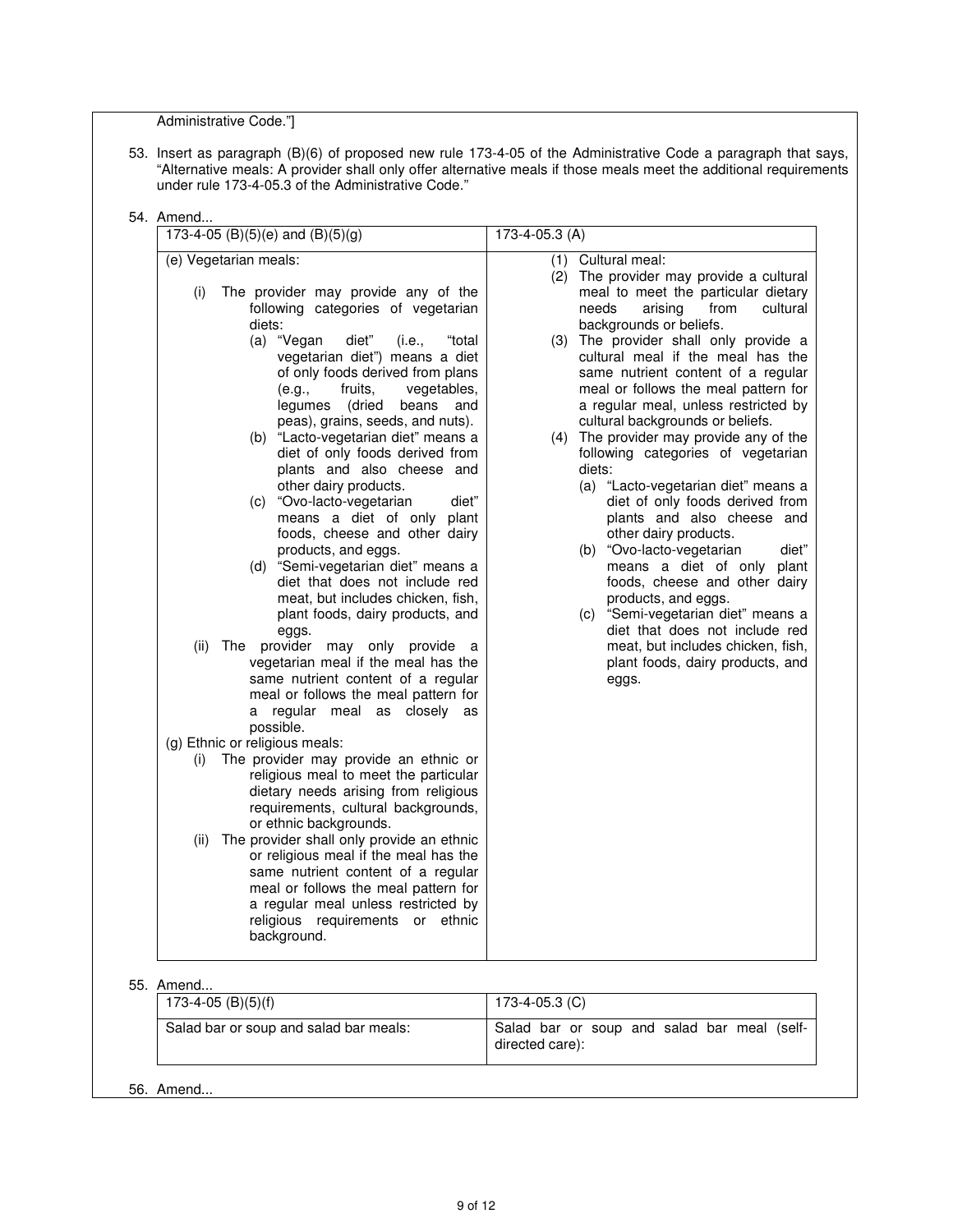Administrative Code."]

53. Insert as paragraph (B)(6) of proposed new rule 173-4-05 of the Administrative Code a paragraph that says, "Alternative meals: A provider shall only offer alternative meals if those meals meet the additional requirements under rule 173-4-05.3 of the Administrative Code."

54. Amend...

| 173-4-05 (B)(5)(e) and (B)(5)(g) | 173-4-05.3 (A) |
|---|---|
| (e) Vegetarian meals:<br><br>(i) The provider may provide any of the following categories of vegetarian diets:<br>(a) "Vegan diet" (i.e., "total vegetarian diet") means a diet of only foods derived from plans (e.g., fruits, vegetables, legumes (dried beans and peas), grains, seeds, and nuts).<br>(b) "Lacto-vegetarian diet" means a diet of only foods derived from plants and also cheese and other dairy products.<br>(c) "Ovo-lacto-vegetarian diet" means a diet of only plant foods, cheese and other dairy products, and eggs.<br>(d) "Semi-vegetarian diet" means a diet that does not include red meat, but includes chicken, fish, plant foods, dairy products, and eggs.<br>(ii) The provider may only provide a vegetarian meal if the meal has the same nutrient content of a regular meal or follows the meal pattern for a regular meal as closely as possible.<br>(g) Ethnic or religious meals:<br>(i) The provider may provide an ethnic or religious meal to meet the particular dietary needs arising from religious requirements, cultural backgrounds, or ethnic backgrounds.<br>(ii) The provider shall only provide an ethnic or religious meal if the meal has the same nutrient content of a regular meal or follows the meal pattern for a regular meal unless restricted by religious requirements or ethnic background. | (1) Cultural meal:<br>(2) The provider may provide a cultural meal to meet the particular dietary needs arising from cultural backgrounds or beliefs.<br>(3) The provider shall only provide a cultural meal if the meal has the same nutrient content of a regular meal or follows the meal pattern for a regular meal, unless restricted by cultural backgrounds or beliefs.<br>(4) The provider may provide any of the following categories of vegetarian diets:<br>(a) "Lacto-vegetarian diet" means a diet of only foods derived from plants and also cheese and other dairy products.<br>(b) "Ovo-lacto-vegetarian diet" means a diet of only plant foods, cheese and other dairy products, and eggs.<br>(c) "Semi-vegetarian diet" means a diet that does not include red meat, but includes chicken, fish, plant foods, dairy products, and eggs. |

55. Amend...

| 173-4-05 (B)(5)(f) | 173-4-05.3 (C) |
|---|---|
| Salad bar or soup and salad bar meals: | Salad bar or soup and salad bar meal (self-directed care): |

56. Amend...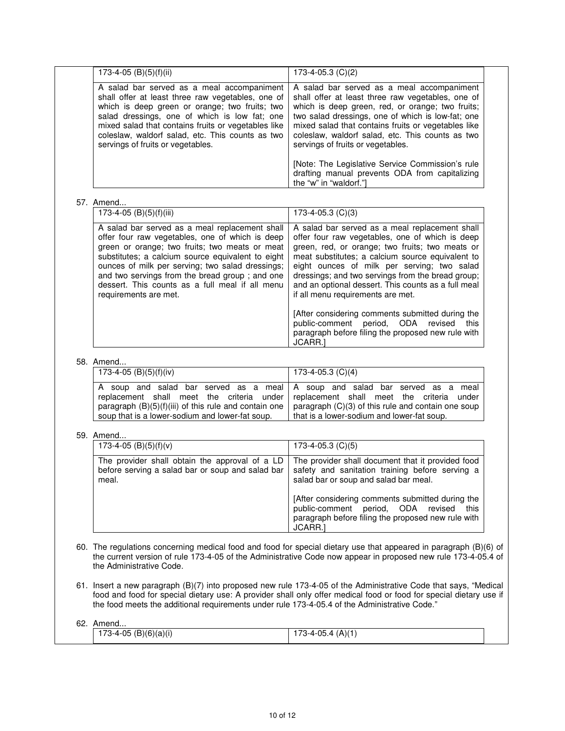| 173-4-05 (B)(5)(f)(ii) | 173-4-05.3 (C)(2) |
|---|---|
| A salad bar served as a meal accompaniment shall offer at least three raw vegetables, one of which is deep green or orange; two fruits; two salad dressings, one of which is low fat; one mixed salad that contains fruits or vegetables like coleslaw, waldorf salad, etc. This counts as two servings of fruits or vegetables. | A salad bar served as a meal accompaniment shall offer at least three raw vegetables, one of which is deep green, red, or orange; two fruits; two salad dressings, one of which is low-fat; one mixed salad that contains fruits or vegetables like coleslaw, waldorf salad, etc. This counts as two servings of fruits or vegetables.<br><br>[Note: The Legislative Service Commission's rule drafting manual prevents ODA from capitalizing the "w" in "waldorf."] |

57. Amend...

| 173-4-05 (B)(5)(f)(iii) | 173-4-05.3 (C)(3) |
|---|---|
| A salad bar served as a meal replacement shall offer four raw vegetables, one of which is deep green or orange; two fruits; two meats or meat substitutes; a calcium source equivalent to eight ounces of milk per serving; two salad dressings; and two servings from the bread group ; and one dessert. This counts as a full meal if all menu requirements are met. | A salad bar served as a meal replacement shall offer four raw vegetables, one of which is deep green, red, or orange; two fruits; two meats or meat substitutes; a calcium source equivalent to eight ounces of milk per serving; two salad dressings; and two servings from the bread group; and an optional dessert. This counts as a full meal if all menu requirements are met.<br><br>[After considering comments submitted during the public-comment period, ODA revised this paragraph before filing the proposed new rule with JCARR.] |

58. Amend...

| 173-4-05 (B)(5)(f)(iv) | 173-4-05.3 (C)(4) |
|---|---|
| A soup and salad bar served as a meal replacement shall meet the criteria under paragraph (B)(5)(f)(iii) of this rule and contain one soup that is a lower-sodium and lower-fat soup. | A soup and salad bar served as a meal replacement shall meet the criteria under paragraph (C)(3) of this rule and contain one soup that is a lower-sodium and lower-fat soup. |

59. Amend...

| 173-4-05 (B)(5)(f)(v) | 173-4-05.3 (C)(5) |
|---|---|
| The provider shall obtain the approval of a LD before serving a salad bar or soup and salad bar meal. | The provider shall document that it provided food safety and sanitation training before serving a salad bar or soup and salad bar meal.<br><br>[After considering comments submitted during the public-comment period, ODA revised this paragraph before filing the proposed new rule with JCARR.] |

60. The regulations concerning medical food and food for special dietary use that appeared in paragraph (B)(6) of the current version of rule 173-4-05 of the Administrative Code now appear in proposed new rule 173-4-05.4 of the Administrative Code.

61. Insert a new paragraph (B)(7) into proposed new rule 173-4-05 of the Administrative Code that says, "Medical food and food for special dietary use: A provider shall only offer medical food or food for special dietary use if the food meets the additional requirements under rule 173-4-05.4 of the Administrative Code."

62. Amend...

| 173-4-05 (B)(6)(a)(i) | 173-4-05.4 (A)(1) |
|---|---|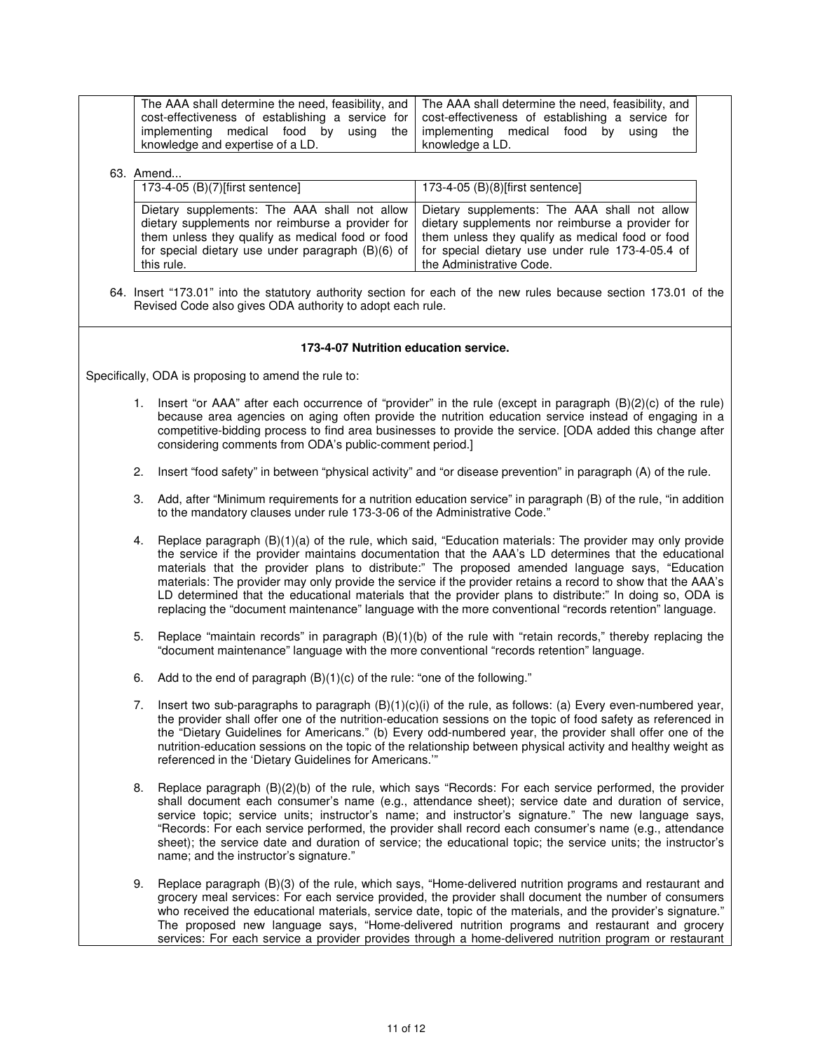| The AAA shall determine the need, feasibility, and cost-effectiveness of establishing a service for implementing medical food by using the knowledge and expertise of a LD. | The AAA shall determine the need, feasibility, and cost-effectiveness of establishing a service for implementing medical food by using the knowledge a LD. |
|---|---|

63. Amend...

| 173-4-05 (B)(7)[first sentence] | 173-4-05 (B)(8)[first sentence] |
|---|---|
| Dietary supplements: The AAA shall not allow dietary supplements nor reimburse a provider for them unless they qualify as medical food or food for special dietary use under paragraph (B)(6) of this rule. | Dietary supplements: The AAA shall not allow dietary supplements nor reimburse a provider for them unless they qualify as medical food or food for special dietary use under rule 173-4-05.4 of the Administrative Code. |

64. Insert "173.01" into the statutory authority section for each of the new rules because section 173.01 of the Revised Code also gives ODA authority to adopt each rule.

**173-4-07 Nutrition education service.**

Specifically, ODA is proposing to amend the rule to:

1. Insert "or AAA" after each occurrence of "provider" in the rule (except in paragraph (B)(2)(c) of the rule) because area agencies on aging often provide the nutrition education service instead of engaging in a competitive-bidding process to find area businesses to provide the service. [ODA added this change after considering comments from ODA's public-comment period.]
2. Insert "food safety" in between "physical activity" and "or disease prevention" in paragraph (A) of the rule.
3. Add, after "Minimum requirements for a nutrition education service" in paragraph (B) of the rule, "in addition to the mandatory clauses under rule 173-3-06 of the Administrative Code."
4. Replace paragraph (B)(1)(a) of the rule, which said, "Education materials: The provider may only provide the service if the provider maintains documentation that the AAA's LD determines that the educational materials that the provider plans to distribute:" The proposed amended language says, "Education materials: The provider may only provide the service if the provider retains a record to show that the AAA's LD determined that the educational materials that the provider plans to distribute:" In doing so, ODA is replacing the "document maintenance" language with the more conventional "records retention" language.
5. Replace "maintain records" in paragraph (B)(1)(b) of the rule with "retain records," thereby replacing the "document maintenance" language with the more conventional "records retention" language.
6. Add to the end of paragraph (B)(1)(c) of the rule: "one of the following."
7. Insert two sub-paragraphs to paragraph (B)(1)(c)(i) of the rule, as follows: (a) Every even-numbered year, the provider shall offer one of the nutrition-education sessions on the topic of food safety as referenced in the "Dietary Guidelines for Americans." (b) Every odd-numbered year, the provider shall offer one of the nutrition-education sessions on the topic of the relationship between physical activity and healthy weight as referenced in the 'Dietary Guidelines for Americans.'"
8. Replace paragraph (B)(2)(b) of the rule, which says "Records: For each service performed, the provider shall document each consumer's name (e.g., attendance sheet); service date and duration of service, service topic; service units; instructor's name; and instructor's signature." The new language says, "Records: For each service performed, the provider shall record each consumer's name (e.g., attendance sheet); the service date and duration of service; the educational topic; the service units; the instructor's name; and the instructor's signature."
9. Replace paragraph (B)(3) of the rule, which says, "Home-delivered nutrition programs and restaurant and grocery meal services: For each service provided, the provider shall document the number of consumers who received the educational materials, service date, topic of the materials, and the provider's signature." The proposed new language says, "Home-delivered nutrition programs and restaurant and grocery services: For each service a provider provides through a home-delivered nutrition program or restaurant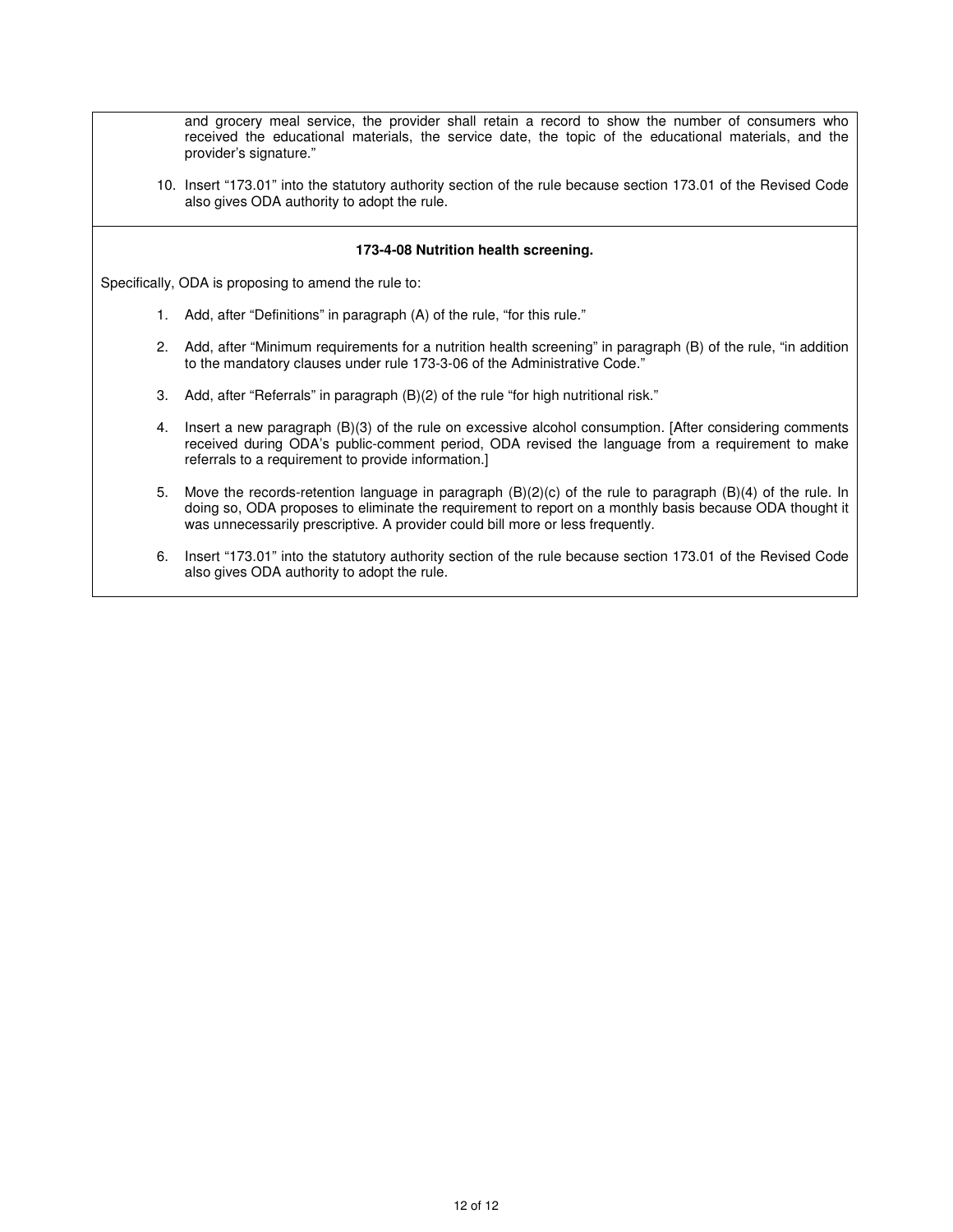and grocery meal service, the provider shall retain a record to show the number of consumers who received the educational materials, the service date, the topic of the educational materials, and the provider's signature."

10. Insert "173.01" into the statutory authority section of the rule because section 173.01 of the Revised Code also gives ODA authority to adopt the rule.

**173-4-08 Nutrition health screening.**

Specifically, ODA is proposing to amend the rule to:

1. Add, after "Definitions" in paragraph (A) of the rule, "for this rule."
2. Add, after "Minimum requirements for a nutrition health screening" in paragraph (B) of the rule, "in addition to the mandatory clauses under rule 173-3-06 of the Administrative Code."
3. Add, after "Referrals" in paragraph (B)(2) of the rule "for high nutritional risk."
4. Insert a new paragraph (B)(3) of the rule on excessive alcohol consumption. [After considering comments received during ODA's public-comment period, ODA revised the language from a requirement to make referrals to a requirement to provide information.]
5. Move the records-retention language in paragraph (B)(2)(c) of the rule to paragraph (B)(4) of the rule. In doing so, ODA proposes to eliminate the requirement to report on a monthly basis because ODA thought it was unnecessarily prescriptive. A provider could bill more or less frequently.
6. Insert "173.01" into the statutory authority section of the rule because section 173.01 of the Revised Code also gives ODA authority to adopt the rule.